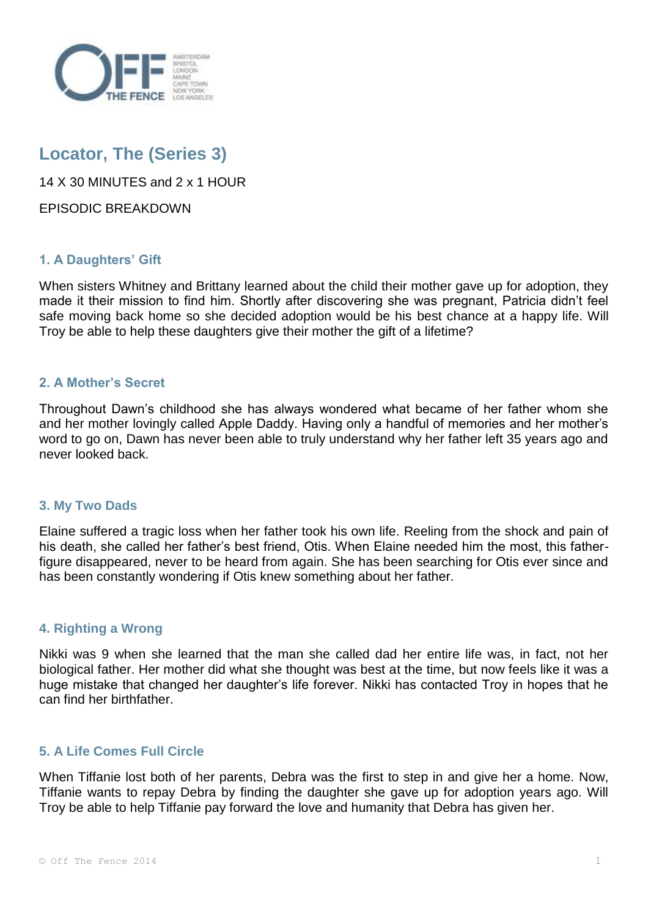# Locator, The (Series 3)

14 X 30 MINUTES and 2 x 1 HOUR

EPISODIC BREAKDOWN

## 1. A Daughters' Gift

When sisters Whitney and Brittany learned about the child their mother gave up for adoption, they made it their mission to find him. Shortly after discovering she was pregnant, Patricia didn't feel safe moving back home so she decided adoption would be his best chance at a happy life. Will Troy be able to help these daughters give their mother the gift of a lifetime?

## 2. A Mother's Secret

Throughout Dawn's childhood she has always wondered what became of her father whom she and her mother lovingly called Apple Daddy. Having only a handful of memories and her mother's word to go on, Dawn has never been able to truly understand why her father left 35 years ago and never looked back.

## 3. My Two Dads

Elaine suffered a tragic loss when her father took his own life. Reeling from the shock and pain of his death, she called her father's best friend, Otis. When Elaine needed him the most, this father-figure disappeared, never to be heard from again. She has been searching for Otis ever since and has been constantly wondering if Otis knew something about her father.

## 4. Righting a Wrong

Nikki was 9 when she learned that the man she called dad her entire life was, in fact, not her biological father. Her mother did what she thought was best at the time, but now feels like it was a huge mistake that changed her daughter's life forever. Nikki has contacted Troy in hopes that he can find her birthfather.

## 5. A Life Comes Full Circle

When Tiffanie lost both of her parents, Debra was the first to step in and give her a home. Now, Tiffanie wants to repay Debra by finding the daughter she gave up for adoption years ago. Will Troy be able to help Tiffanie pay forward the love and humanity that Debra has given her.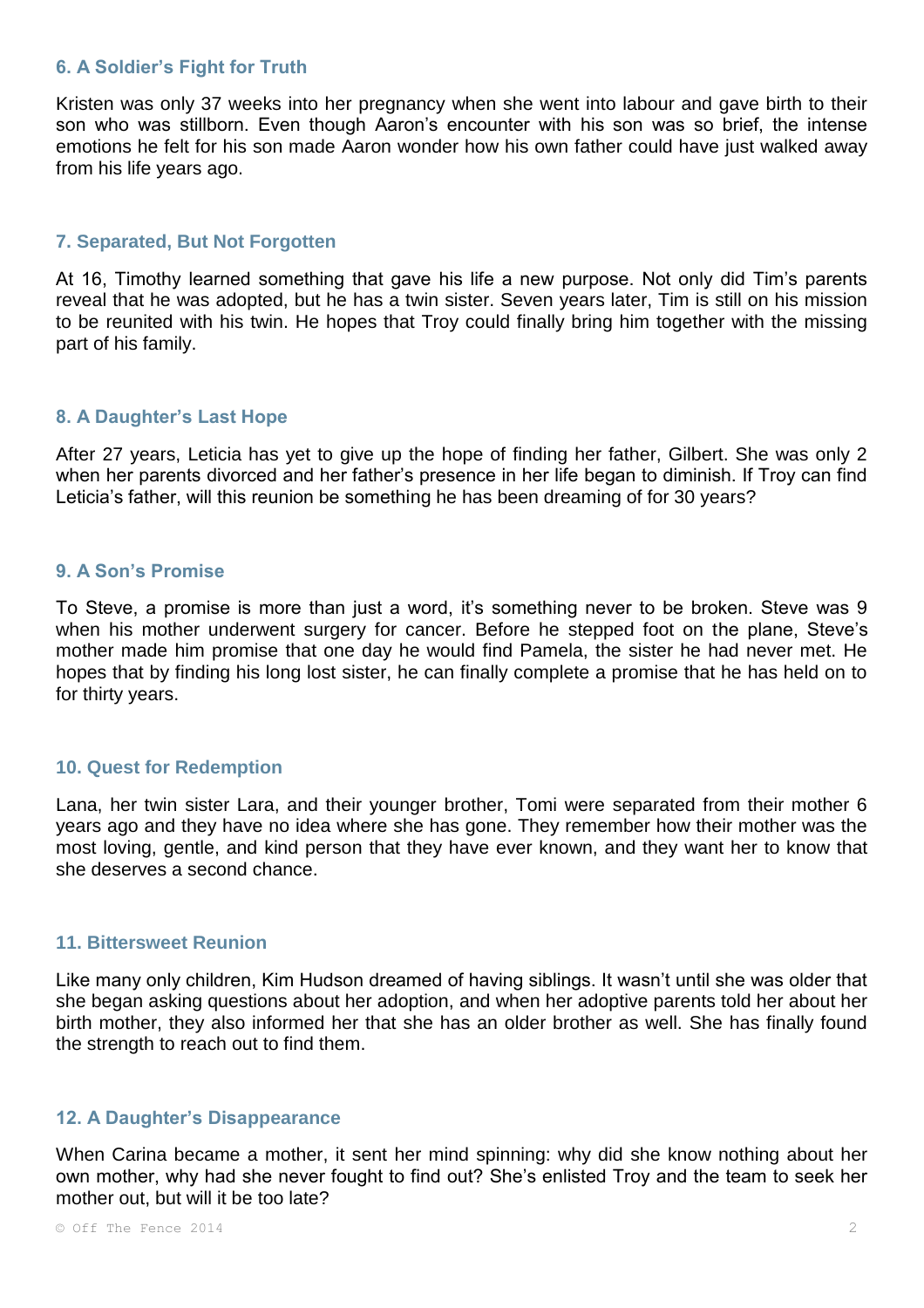### 6. A Soldier's Fight for Truth

Kristen was only 37 weeks into her pregnancy when she went into labour and gave birth to their son who was stillborn. Even though Aaron's encounter with his son was so brief, the intense emotions he felt for his son made Aaron wonder how his own father could have just walked away from his life years ago.

### 7. Separated, But Not Forgotten

At 16, Timothy learned something that gave his life a new purpose. Not only did Tim's parents reveal that he was adopted, but he has a twin sister. Seven years later, Tim is still on his mission to be reunited with his twin. He hopes that Troy could finally bring him together with the missing part of his family.

### 8. A Daughter's Last Hope

After 27 years, Leticia has yet to give up the hope of finding her father, Gilbert. She was only 2 when her parents divorced and her father's presence in her life began to diminish. If Troy can find Leticia's father, will this reunion be something he has been dreaming of for 30 years?

### 9. A Son's Promise

To Steve, a promise is more than just a word, it's something never to be broken. Steve was 9 when his mother underwent surgery for cancer. Before he stepped foot on the plane, Steve's mother made him promise that one day he would find Pamela, the sister he had never met. He hopes that by finding his long lost sister, he can finally complete a promise that he has held on to for thirty years.

### 10. Quest for Redemption

Lana, her twin sister Lara, and their younger brother, Tomi were separated from their mother 6 years ago and they have no idea where she has gone. They remember how their mother was the most loving, gentle, and kind person that they have ever known, and they want her to know that she deserves a second chance.

### 11. Bittersweet Reunion

Like many only children, Kim Hudson dreamed of having siblings. It wasn't until she was older that she began asking questions about her adoption, and when her adoptive parents told her about her birth mother, they also informed her that she has an older brother as well. She has finally found the strength to reach out to find them.

### 12. A Daughter's Disappearance

When Carina became a mother, it sent her mind spinning: why did she know nothing about her own mother, why had she never fought to find out? She's enlisted Troy and the team to seek her mother out, but will it be too late?

© Off The Fence 2014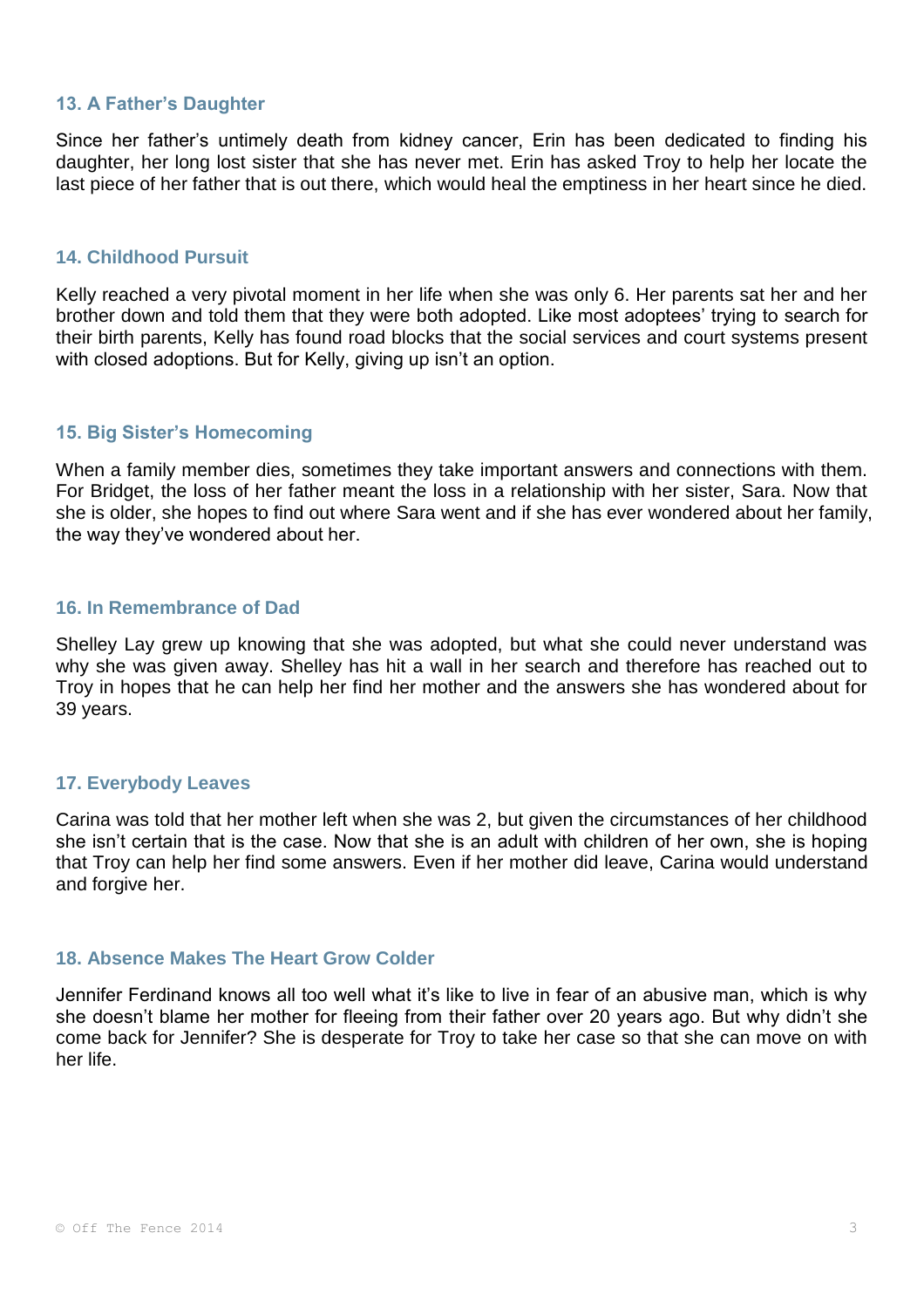### 13. A Father’s Daughter

Since her father’s untimely death from kidney cancer, Erin has been dedicated to finding his daughter, her long lost sister that she has never met. Erin has asked Troy to help her locate the last piece of her father that is out there, which would heal the emptiness in her heart since he died.

### 14. Childhood Pursuit

Kelly reached a very pivotal moment in her life when she was only 6. Her parents sat her and her brother down and told them that they were both adopted. Like most adoptees’ trying to search for their birth parents, Kelly has found road blocks that the social services and court systems present with closed adoptions. But for Kelly, giving up isn’t an option.

### 15. Big Sister’s Homecoming

When a family member dies, sometimes they take important answers and connections with them. For Bridget, the loss of her father meant the loss in a relationship with her sister, Sara. Now that she is older, she hopes to find out where Sara went and if she has ever wondered about her family, the way they’ve wondered about her.

### 16. In Remembrance of Dad

Shelley Lay grew up knowing that she was adopted, but what she could never understand was why she was given away. Shelley has hit a wall in her search and therefore has reached out to Troy in hopes that he can help her find her mother and the answers she has wondered about for 39 years.

### 17. Everybody Leaves

Carina was told that her mother left when she was 2, but given the circumstances of her childhood she isn’t certain that is the case. Now that she is an adult with children of her own, she is hoping that Troy can help her find some answers. Even if her mother did leave, Carina would understand and forgive her.

### 18. Absence Makes The Heart Grow Colder

Jennifer Ferdinand knows all too well what it’s like to live in fear of an abusive man, which is why she doesn’t blame her mother for fleeing from their father over 20 years ago. But why didn’t she come back for Jennifer? She is desperate for Troy to take her case so that she can move on with her life.

© Off The Fence 2014